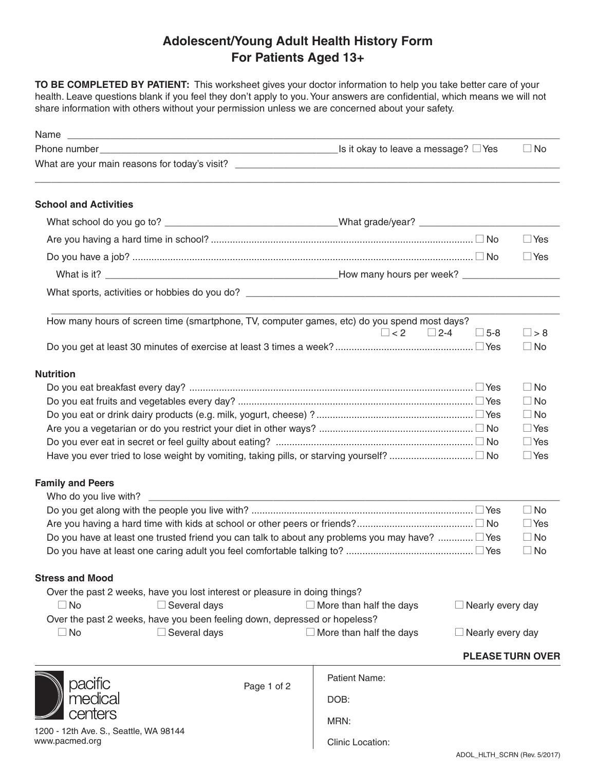# Adolescent/Young Adult Health History Form
# For Patients Aged 13+

**TO BE COMPLETED BY PATIENT:** This worksheet gives your doctor information to help you take better care of your health. Leave questions blank if you feel they don't apply to you. Your answers are confidential, which means we will not share information with others without your permission unless we are concerned about your safety.

Name ______________________________________________

Phone number ______________________________ Is it okay to leave a message? ☐ Yes ☐ No

What are your main reasons for today's visit? ______________________________________________

______________________________________________

## School and Activities

What school do you go to? ______________________ What grade/year? ______________________

Are you having a hard time in school? ☐ No ☐ Yes

Do you have a job? ☐ No ☐ Yes

What is it? ______________________ How many hours per week? ______________

What sports, activities or hobbies do you do? ______________________________________________

______________________________________________

How many hours of screen time (smartphone, TV, computer games, etc) do you spend most days? ☐ < 2 ☐ 2-4 ☐ 5-8 ☐ > 8

Do you get at least 30 minutes of exercise at least 3 times a week? ☐ Yes ☐ No

## Nutrition

Do you eat breakfast every day? ☐ Yes ☐ No

Do you eat fruits and vegetables every day? ☐ Yes ☐ No

Do you eat or drink dairy products (e.g. milk, yogurt, cheese) ? ☐ Yes ☐ No

Are you a vegetarian or do you restrict your diet in other ways? ☐ No ☐ Yes

Do you ever eat in secret or feel guilty about eating? ☐ No ☐ Yes

Have you ever tried to lose weight by vomiting, taking pills, or starving yourself? ☐ No ☐ Yes

## Family and Peers

Who do you live with? ______________________________________________

Do you get along with the people you live with? ☐ Yes ☐ No

Are you having a hard time with kids at school or other peers or friends? ☐ No ☐ Yes

Do you have at least one trusted friend you can talk to about any problems you may have? ☐ Yes ☐ No

Do you have at least one caring adult you feel comfortable talking to? ☐ Yes ☐ No

## Stress and Mood

Over the past 2 weeks, have you lost interest or pleasure in doing things?

☐ No ☐ Several days ☐ More than half the days ☐ Nearly every day

Over the past 2 weeks, have you been feeling down, depressed or hopeless?

☐ No ☐ Several days ☐ More than half the days ☐ Nearly every day

**PLEASE TURN OVER**

pacific medical centers

1200 - 12th Ave. S., Seattle, WA 98144
www.pacmed.org

Patient Name:

DOB:

MRN:

Clinic Location:

ADOL_HLTH_SCRN (Rev. 5/2017)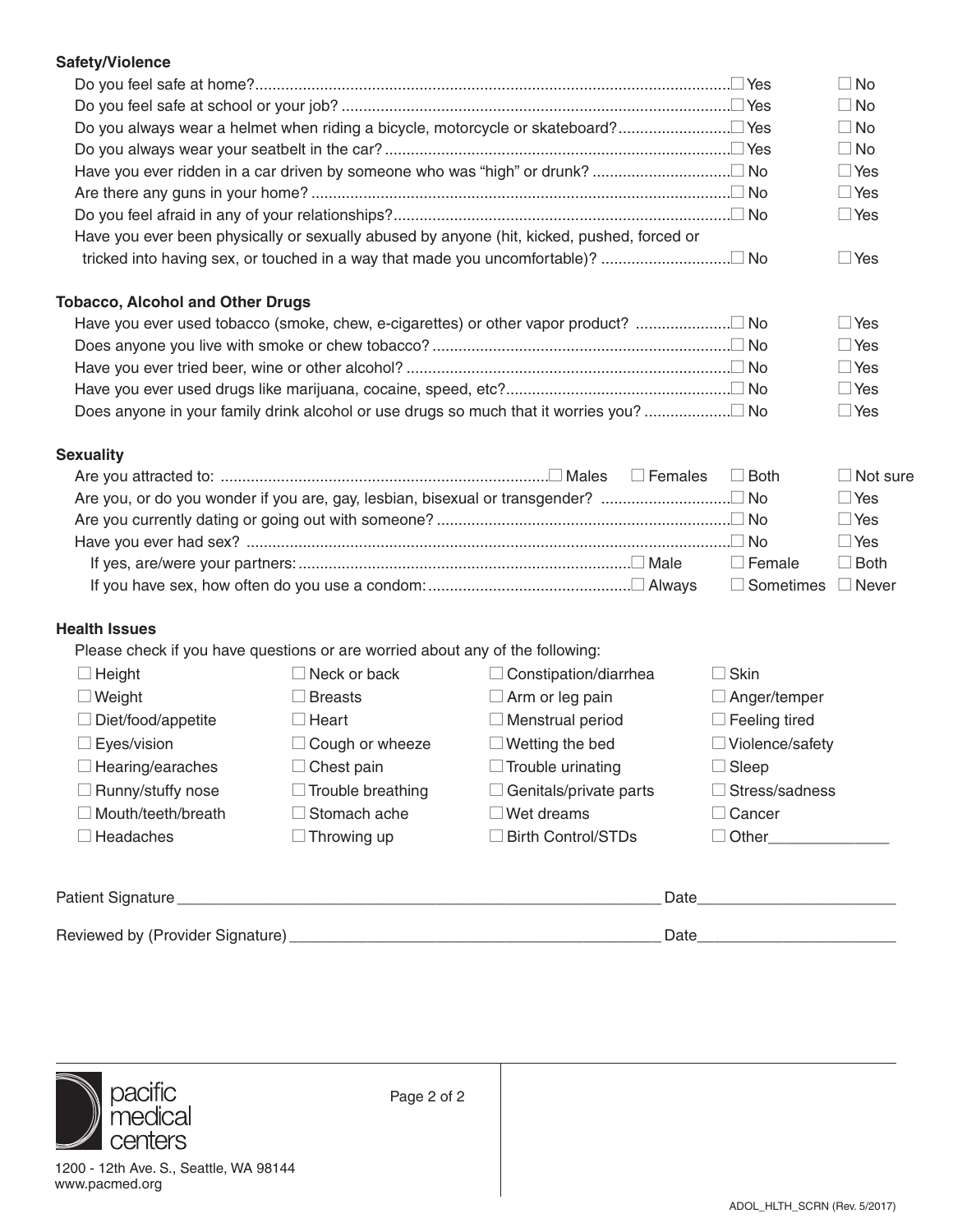### Safety/Violence

| | | |
|---|---|---|
| Do you feel safe at home? | ☐ Yes | ☐ No |
| Do you feel safe at school or your job? | ☐ Yes | ☐ No |
| Do you always wear a helmet when riding a bicycle, motorcycle or skateboard? | ☐ Yes | ☐ No |
| Do you always wear your seatbelt in the car? | ☐ Yes | ☐ No |
| Have you ever ridden in a car driven by someone who was "high" or drunk? | ☐ No | ☐ Yes |
| Are there any guns in your home? | ☐ No | ☐ Yes |
| Do you feel afraid in any of your relationships? | ☐ No | ☐ Yes |
| Have you ever been physically or sexually abused by anyone (hit, kicked, pushed, forced or tricked into having sex, or touched in a way that made you uncomfortable)? | ☐ No | ☐ Yes |

### Tobacco, Alcohol and Other Drugs

| | | |
|---|---|---|
| Have you ever used tobacco (smoke, chew, e-cigarettes) or other vapor product? | ☐ No | ☐ Yes |
| Does anyone you live with smoke or chew tobacco? | ☐ No | ☐ Yes |
| Have you ever tried beer, wine or other alcohol? | ☐ No | ☐ Yes |
| Have you ever used drugs like marijuana, cocaine, speed, etc? | ☐ No | ☐ Yes |
| Does anyone in your family drink alcohol or use drugs so much that it worries you? | ☐ No | ☐ Yes |

### Sexuality

| | | | | |
|---|---|---|---|---|
| Are you attracted to: | ☐ Males | ☐ Females | ☐ Both | ☐ Not sure |
| Are you, or do you wonder if you are, gay, lesbian, bisexual or transgender? | | | ☐ No | ☐ Yes |
| Are you currently dating or going out with someone? | | | ☐ No | ☐ Yes |
| Have you ever had sex? | | | ☐ No | ☐ Yes |
| If yes, are/were your partners: | | ☐ Male | ☐ Female | ☐ Both |
| If you have sex, how often do you use a condom: | | ☐ Always | ☐ Sometimes | ☐ Never |

### Health Issues

Please check if you have questions or are worried about any of the following:

| | | | |
|---|---|---|---|
| ☐ Height | ☐ Neck or back | ☐ Constipation/diarrhea | ☐ Skin |
| ☐ Weight | ☐ Breasts | ☐ Arm or leg pain | ☐ Anger/temper |
| ☐ Diet/food/appetite | ☐ Heart | ☐ Menstrual period | ☐ Feeling tired |
| ☐ Eyes/vision | ☐ Cough or wheeze | ☐ Wetting the bed | ☐ Violence/safety |
| ☐ Hearing/earaches | ☐ Chest pain | ☐ Trouble urinating | ☐ Sleep |
| ☐ Runny/stuffy nose | ☐ Trouble breathing | ☐ Genitals/private parts | ☐ Stress/sadness |
| ☐ Mouth/teeth/breath | ☐ Stomach ache | ☐ Wet dreams | ☐ Cancer |
| ☐ Headaches | ☐ Throwing up | ☐ Birth Control/STDs | ☐ Other______________ |

Patient Signature ____________________________________________ Date______________________

Reviewed by (Provider Signature) ______________________________ Date______________________

pacific medical centers

1200 - 12th Ave. S., Seattle, WA 98144
www.pacmed.org

ADOL_HLTH_SCRN (Rev. 5/2017)